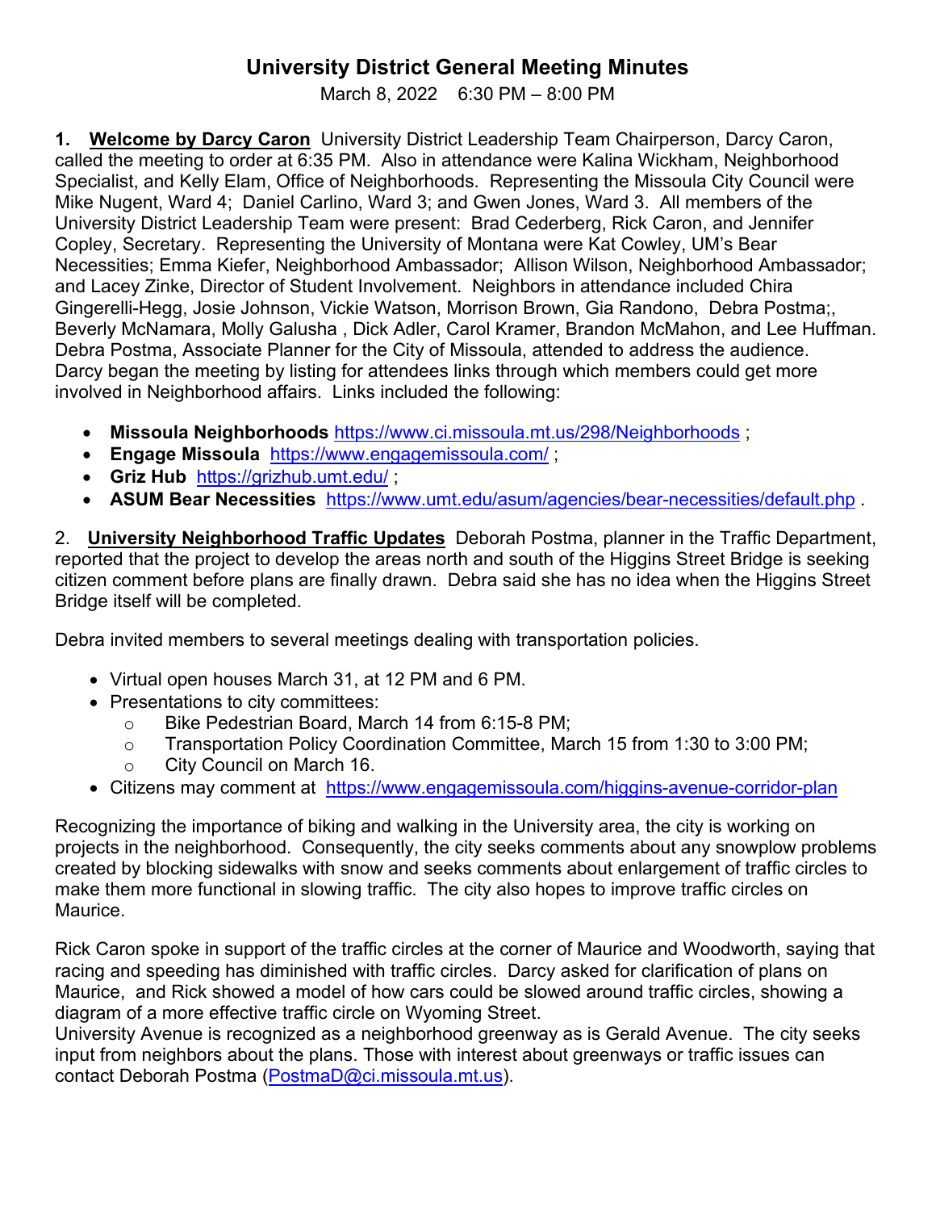# University District General Meeting Minutes

March 8, 2022 6:30 PM – 8:00 PM

**1. Welcome by Darcy Caron** University District Leadership Team Chairperson, Darcy Caron, called the meeting to order at 6:35 PM. Also in attendance were Kalina Wickham, Neighborhood Specialist, and Kelly Elam, Office of Neighborhoods. Representing the Missoula City Council were Mike Nugent, Ward 4; Daniel Carlino, Ward 3; and Gwen Jones, Ward 3. All members of the University District Leadership Team were present: Brad Cederberg, Rick Caron, and Jennifer Copley, Secretary. Representing the University of Montana were Kat Cowley, UM's Bear Necessities; Emma Kiefer, Neighborhood Ambassador; Allison Wilson, Neighborhood Ambassador; and Lacey Zinke, Director of Student Involvement. Neighbors in attendance included Chira Gingerelli-Hegg, Josie Johnson, Vickie Watson, Morrison Brown, Gia Randono, Debra Postma;, Beverly McNamara, Molly Galusha , Dick Adler, Carol Kramer, Brandon McMahon, and Lee Huffman. Debra Postma, Associate Planner for the City of Missoula, attended to address the audience. Darcy began the meeting by listing for attendees links through which members could get more involved in Neighborhood affairs. Links included the following:

- **Missoula Neighborhoods** https://www.ci.missoula.mt.us/298/Neighborhoods ;
- **Engage Missoula** https://www.engagemissoula.com/ ;
- **Griz Hub** https://grizhub.umt.edu/ ;
- **ASUM Bear Necessities** https://www.umt.edu/asum/agencies/bear-necessities/default.php .

2. **University Neighborhood Traffic Updates** Deborah Postma, planner in the Traffic Department, reported that the project to develop the areas north and south of the Higgins Street Bridge is seeking citizen comment before plans are finally drawn. Debra said she has no idea when the Higgins Street Bridge itself will be completed.

Debra invited members to several meetings dealing with transportation policies.

- Virtual open houses March 31, at 12 PM and 6 PM.
- Presentations to city committees:
  - Bike Pedestrian Board, March 14 from 6:15-8 PM;
  - Transportation Policy Coordination Committee, March 15 from 1:30 to 3:00 PM;
  - City Council on March 16.
- Citizens may comment at https://www.engagemissoula.com/higgins-avenue-corridor-plan

Recognizing the importance of biking and walking in the University area, the city is working on projects in the neighborhood. Consequently, the city seeks comments about any snowplow problems created by blocking sidewalks with snow and seeks comments about enlargement of traffic circles to make them more functional in slowing traffic. The city also hopes to improve traffic circles on Maurice.

Rick Caron spoke in support of the traffic circles at the corner of Maurice and Woodworth, saying that racing and speeding has diminished with traffic circles. Darcy asked for clarification of plans on Maurice, and Rick showed a model of how cars could be slowed around traffic circles, showing a diagram of a more effective traffic circle on Wyoming Street.
University Avenue is recognized as a neighborhood greenway as is Gerald Avenue. The city seeks input from neighbors about the plans. Those with interest about greenways or traffic issues can contact Deborah Postma (PostmaD@ci.missoula.mt.us).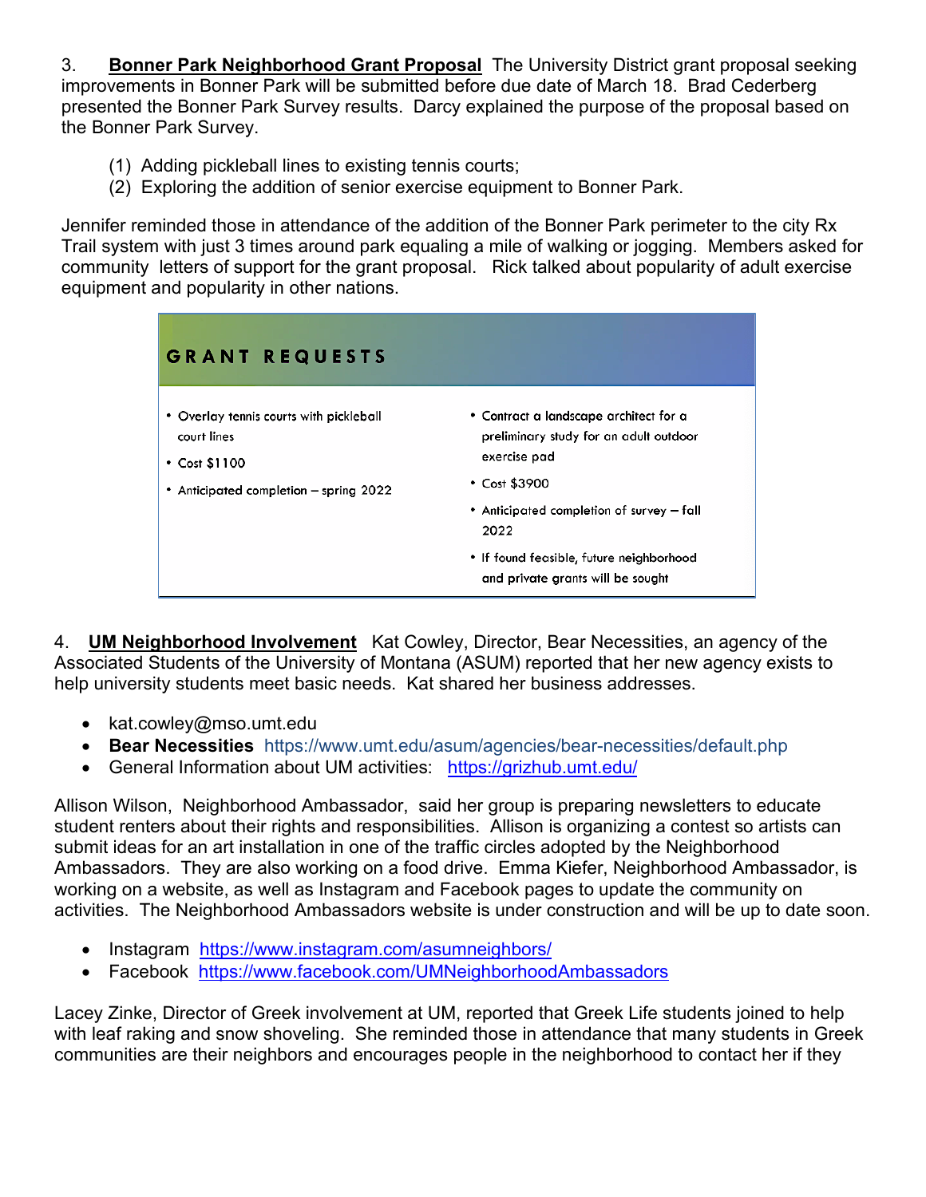3. **Bonner Park Neighborhood Grant Proposal** The University District grant proposal seeking improvements in Bonner Park will be submitted before due date of March 18. Brad Cederberg presented the Bonner Park Survey results. Darcy explained the purpose of the proposal based on the Bonner Park Survey.

(1) Adding pickleball lines to existing tennis courts;
(2) Exploring the addition of senior exercise equipment to Bonner Park.

Jennifer reminded those in attendance of the addition of the Bonner Park perimeter to the city Rx Trail system with just 3 times around park equaling a mile of walking or jogging. Members asked for community letters of support for the grant proposal. Rick talked about popularity of adult exercise equipment and popularity in other nations.

**GRANT REQUESTS**

- Overlay tennis courts with pickleball court lines
- Cost $1100
- Anticipated completion – spring 2022

- Contract a landscape architect for a preliminary study for an adult outdoor exercise pad
- Cost $3900
- Anticipated completion of survey – fall 2022
- If found feasible, future neighborhood and private grants will be sought

4. **UM Neighborhood Involvement** Kat Cowley, Director, Bear Necessities, an agency of the Associated Students of the University of Montana (ASUM) reported that her new agency exists to help university students meet basic needs. Kat shared her business addresses.

- kat.cowley@mso.umt.edu
- **Bear Necessities** https://www.umt.edu/asum/agencies/bear-necessities/default.php
- General Information about UM activities: https://grizhub.umt.edu/

Allison Wilson, Neighborhood Ambassador, said her group is preparing newsletters to educate student renters about their rights and responsibilities. Allison is organizing a contest so artists can submit ideas for an art installation in one of the traffic circles adopted by the Neighborhood Ambassadors. They are also working on a food drive. Emma Kiefer, Neighborhood Ambassador, is working on a website, as well as Instagram and Facebook pages to update the community on activities. The Neighborhood Ambassadors website is under construction and will be up to date soon.

- Instagram https://www.instagram.com/asumneighbors/
- Facebook https://www.facebook.com/UMNeighborhoodAmbassadors

Lacey Zinke, Director of Greek involvement at UM, reported that Greek Life students joined to help with leaf raking and snow shoveling. She reminded those in attendance that many students in Greek communities are their neighbors and encourages people in the neighborhood to contact her if they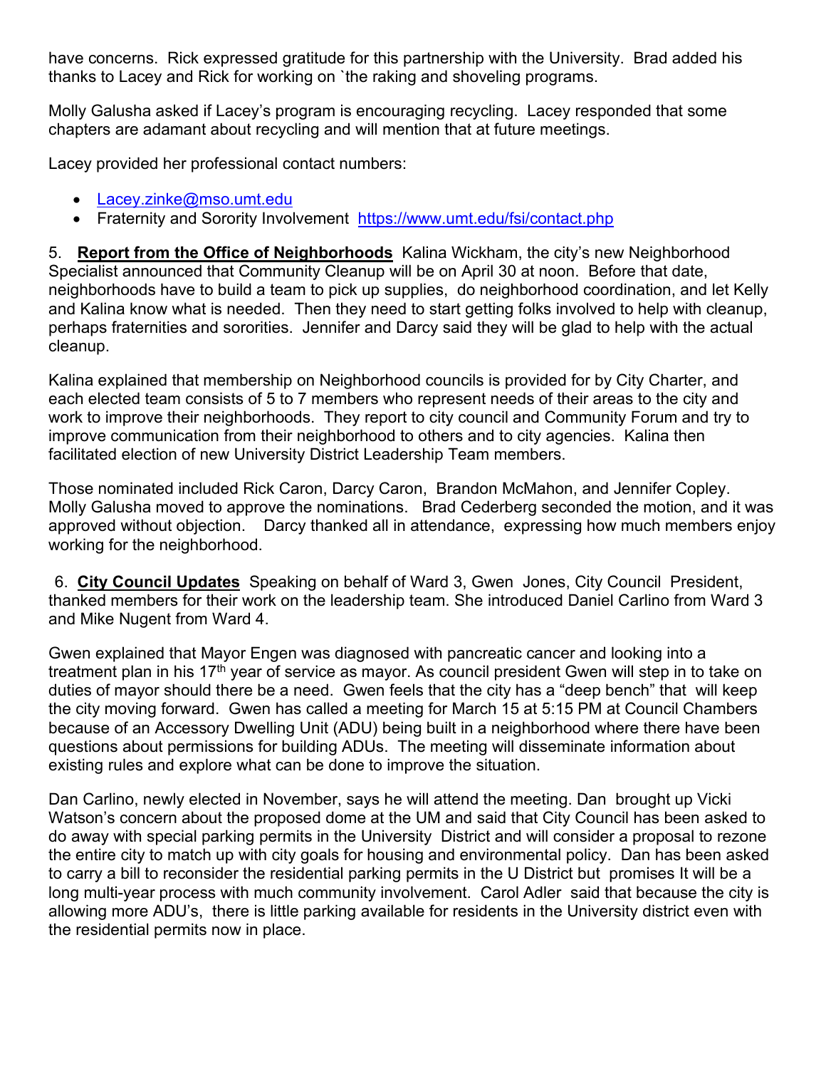have concerns. Rick expressed gratitude for this partnership with the University. Brad added his thanks to Lacey and Rick for working on `the raking and shoveling programs.

Molly Galusha asked if Lacey's program is encouraging recycling. Lacey responded that some chapters are adamant about recycling and will mention that at future meetings.

Lacey provided her professional contact numbers:

- Lacey.zinke@mso.umt.edu
- Fraternity and Sorority Involvement https://www.umt.edu/fsi/contact.php

5. **Report from the Office of Neighborhoods** Kalina Wickham, the city's new Neighborhood Specialist announced that Community Cleanup will be on April 30 at noon. Before that date, neighborhoods have to build a team to pick up supplies, do neighborhood coordination, and let Kelly and Kalina know what is needed. Then they need to start getting folks involved to help with cleanup, perhaps fraternities and sororities. Jennifer and Darcy said they will be glad to help with the actual cleanup.

Kalina explained that membership on Neighborhood councils is provided for by City Charter, and each elected team consists of 5 to 7 members who represent needs of their areas to the city and work to improve their neighborhoods. They report to city council and Community Forum and try to improve communication from their neighborhood to others and to city agencies. Kalina then facilitated election of new University District Leadership Team members.

Those nominated included Rick Caron, Darcy Caron, Brandon McMahon, and Jennifer Copley. Molly Galusha moved to approve the nominations. Brad Cederberg seconded the motion, and it was approved without objection. Darcy thanked all in attendance, expressing how much members enjoy working for the neighborhood.

6. **City Council Updates** Speaking on behalf of Ward 3, Gwen Jones, City Council President, thanked members for their work on the leadership team. She introduced Daniel Carlino from Ward 3 and Mike Nugent from Ward 4.

Gwen explained that Mayor Engen was diagnosed with pancreatic cancer and looking into a treatment plan in his 17th year of service as mayor. As council president Gwen will step in to take on duties of mayor should there be a need. Gwen feels that the city has a "deep bench" that will keep the city moving forward. Gwen has called a meeting for March 15 at 5:15 PM at Council Chambers because of an Accessory Dwelling Unit (ADU) being built in a neighborhood where there have been questions about permissions for building ADUs. The meeting will disseminate information about existing rules and explore what can be done to improve the situation.

Dan Carlino, newly elected in November, says he will attend the meeting. Dan brought up Vicki Watson's concern about the proposed dome at the UM and said that City Council has been asked to do away with special parking permits in the University District and will consider a proposal to rezone the entire city to match up with city goals for housing and environmental policy. Dan has been asked to carry a bill to reconsider the residential parking permits in the U District but promises It will be a long multi-year process with much community involvement. Carol Adler said that because the city is allowing more ADU's, there is little parking available for residents in the University district even with the residential permits now in place.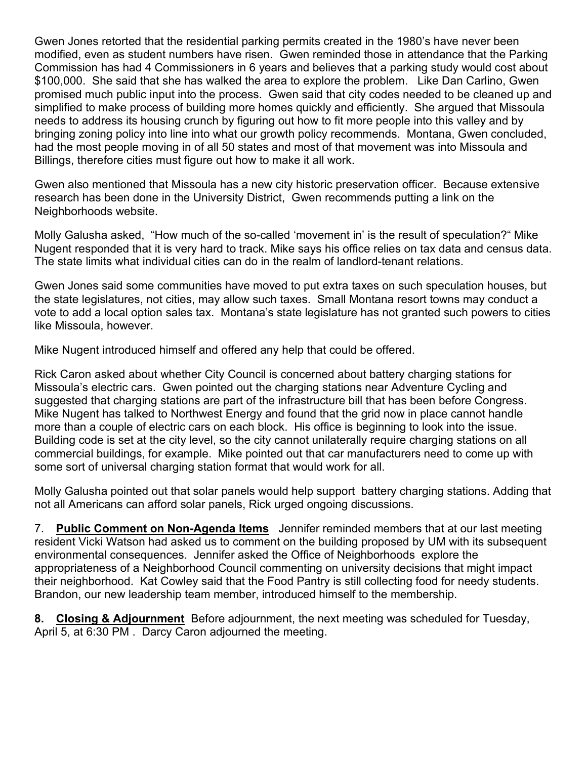Gwen Jones retorted that the residential parking permits created in the 1980's have never been modified, even as student numbers have risen. Gwen reminded those in attendance that the Parking Commission has had 4 Commissioners in 6 years and believes that a parking study would cost about \$100,000. She said that she has walked the area to explore the problem. Like Dan Carlino, Gwen promised much public input into the process. Gwen said that city codes needed to be cleaned up and simplified to make process of building more homes quickly and efficiently. She argued that Missoula needs to address its housing crunch by figuring out how to fit more people into this valley and by bringing zoning policy into line into what our growth policy recommends. Montana, Gwen concluded, had the most people moving in of all 50 states and most of that movement was into Missoula and Billings, therefore cities must figure out how to make it all work.

Gwen also mentioned that Missoula has a new city historic preservation officer. Because extensive research has been done in the University District, Gwen recommends putting a link on the Neighborhoods website.

Molly Galusha asked, "How much of the so-called 'movement in' is the result of speculation?" Mike Nugent responded that it is very hard to track. Mike says his office relies on tax data and census data. The state limits what individual cities can do in the realm of landlord-tenant relations.

Gwen Jones said some communities have moved to put extra taxes on such speculation houses, but the state legislatures, not cities, may allow such taxes. Small Montana resort towns may conduct a vote to add a local option sales tax. Montana's state legislature has not granted such powers to cities like Missoula, however.

Mike Nugent introduced himself and offered any help that could be offered.

Rick Caron asked about whether City Council is concerned about battery charging stations for Missoula's electric cars. Gwen pointed out the charging stations near Adventure Cycling and suggested that charging stations are part of the infrastructure bill that has been before Congress. Mike Nugent has talked to Northwest Energy and found that the grid now in place cannot handle more than a couple of electric cars on each block. His office is beginning to look into the issue. Building code is set at the city level, so the city cannot unilaterally require charging stations on all commercial buildings, for example. Mike pointed out that car manufacturers need to come up with some sort of universal charging station format that would work for all.

Molly Galusha pointed out that solar panels would help support battery charging stations. Adding that not all Americans can afford solar panels, Rick urged ongoing discussions.

7. **Public Comment on Non-Agenda Items** Jennifer reminded members that at our last meeting resident Vicki Watson had asked us to comment on the building proposed by UM with its subsequent environmental consequences. Jennifer asked the Office of Neighborhoods explore the appropriateness of a Neighborhood Council commenting on university decisions that might impact their neighborhood. Kat Cowley said that the Food Pantry is still collecting food for needy students. Brandon, our new leadership team member, introduced himself to the membership.

8. **Closing & Adjournment** Before adjournment, the next meeting was scheduled for Tuesday, April 5, at 6:30 PM . Darcy Caron adjourned the meeting.